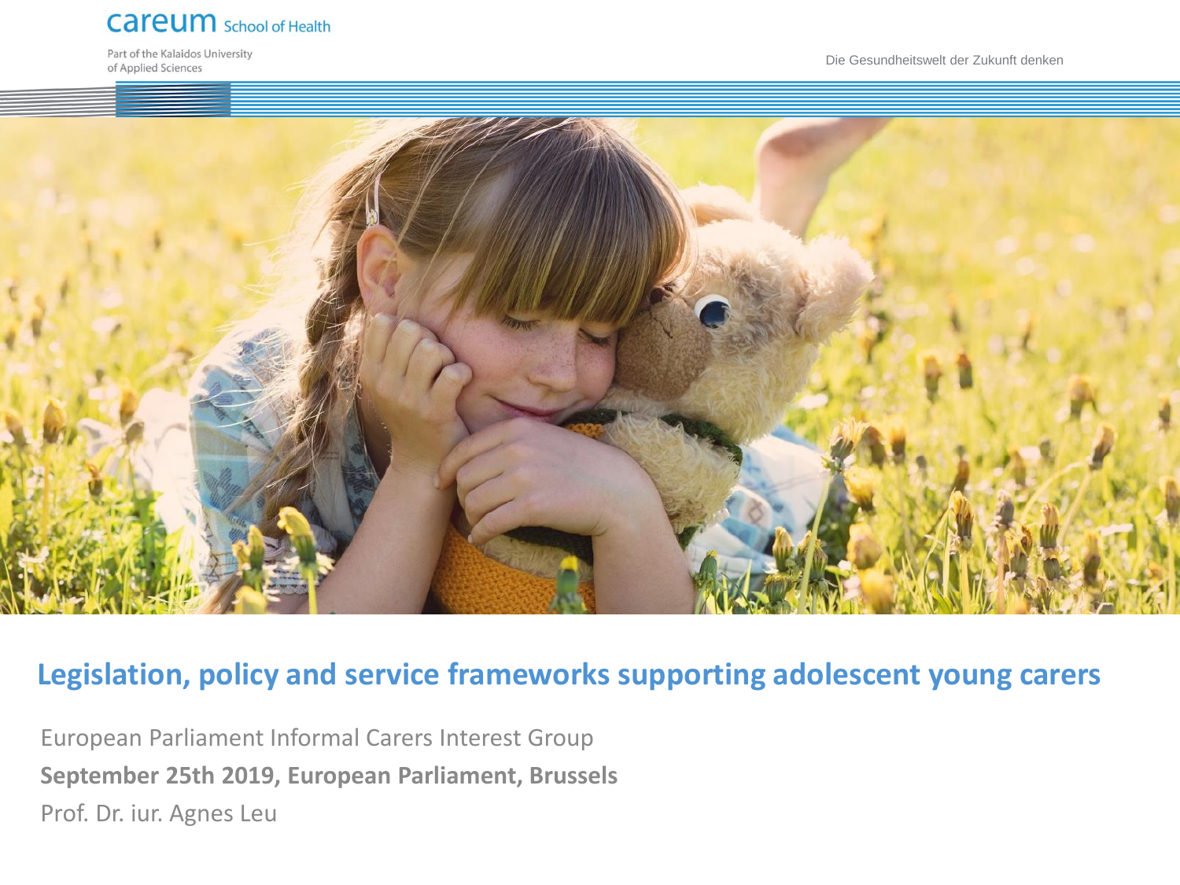careum School of Health

Part of the Kalaidos University of Applied Sciences

Die Gesundheitswelt der Zukunft denken

# Legislation, policy and service frameworks supporting adolescent young carers

European Parliament Informal Carers Interest Group

**September 25th 2019, European Parliament, Brussels**

Prof. Dr. iur. Agnes Leu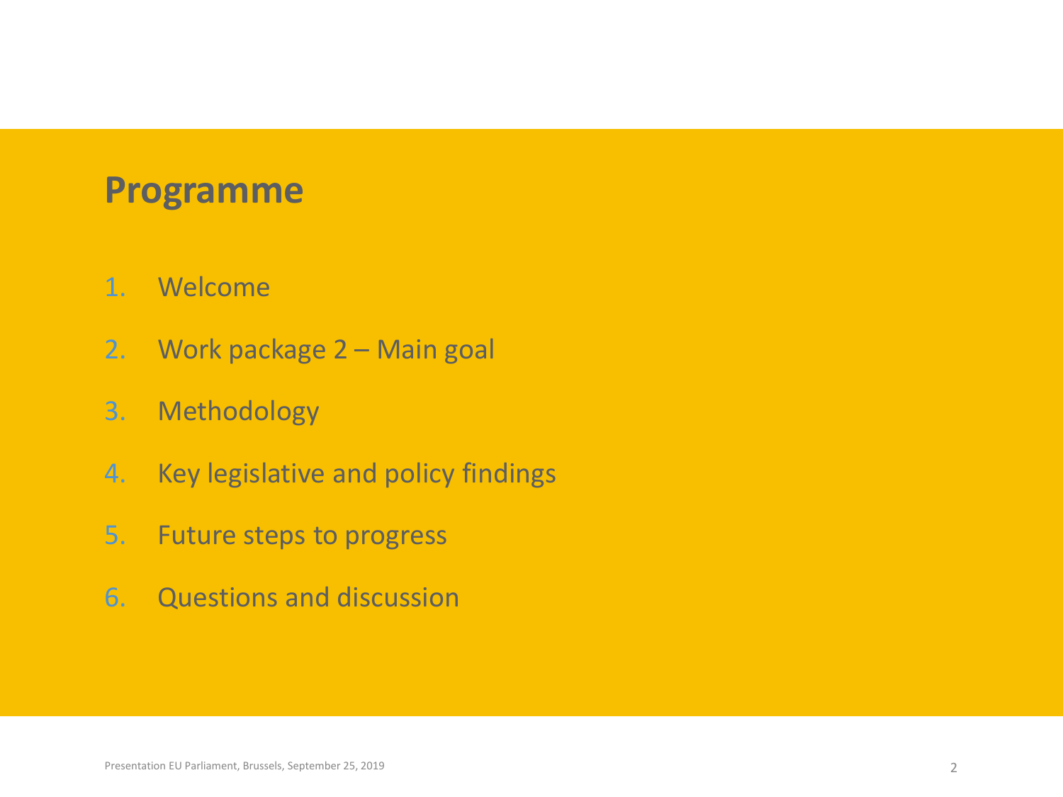## Programme

1. Welcome
2. Work package 2 – Main goal
3. Methodology
4. Key legislative and policy findings
5. Future steps to progress
6. Questions and discussion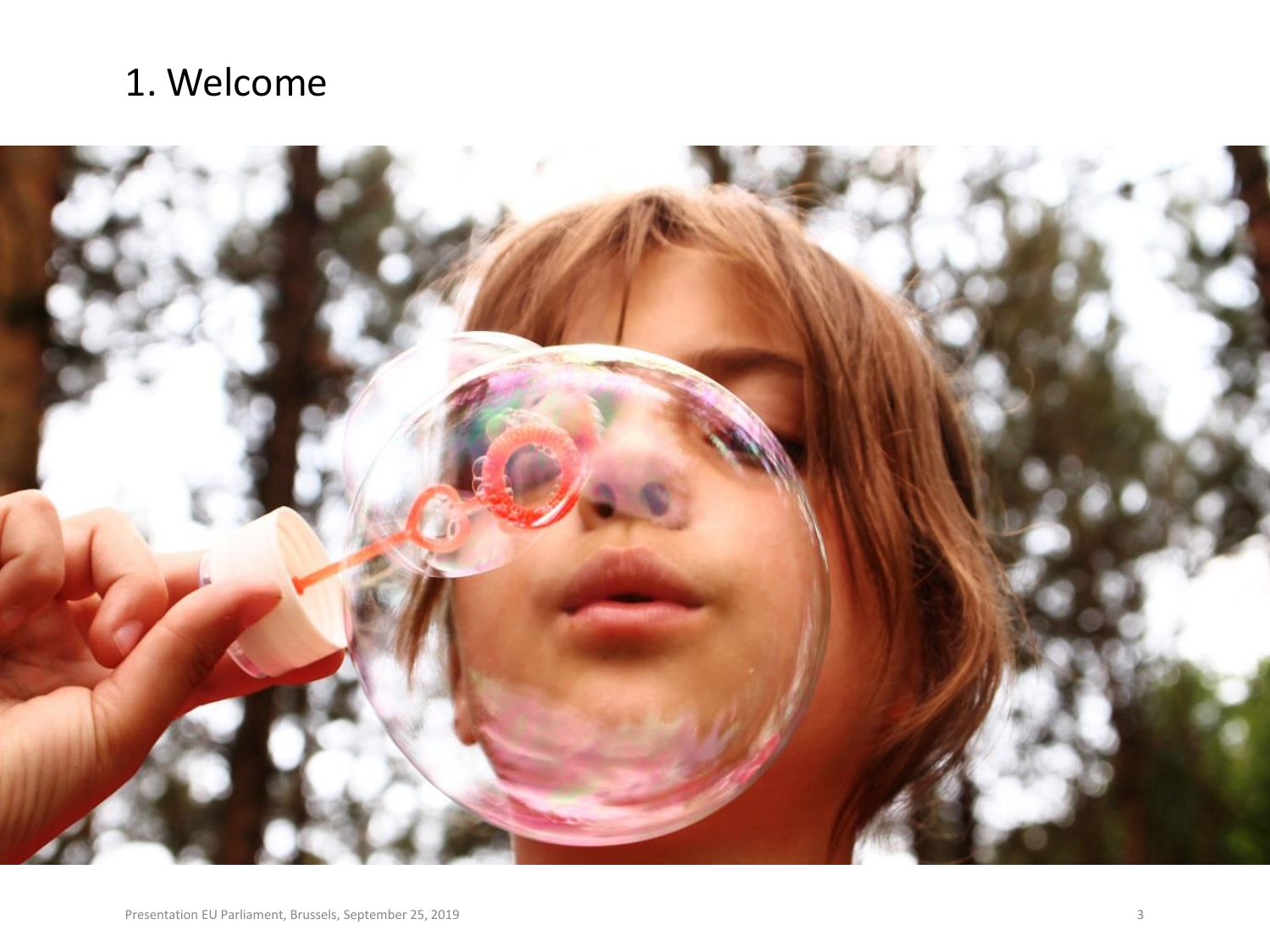# 1. Welcome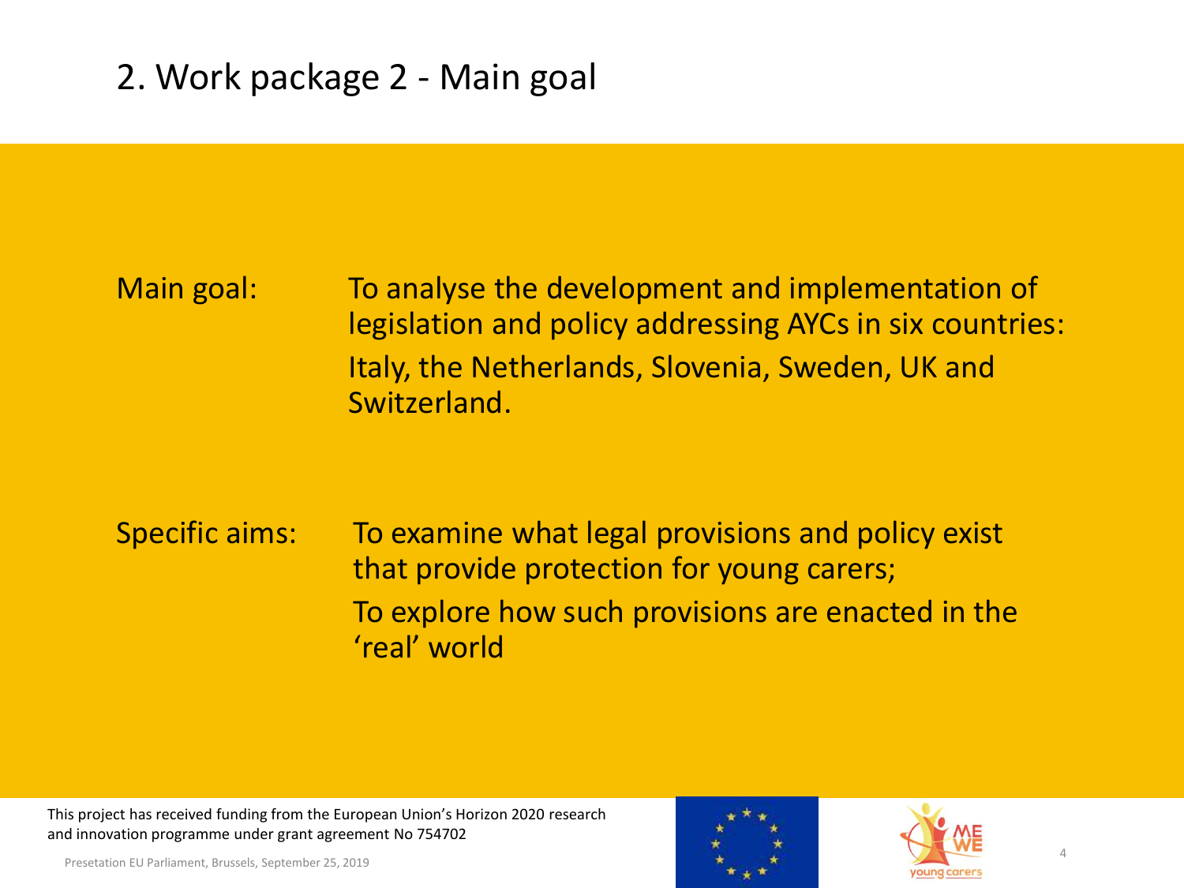## 2. Work package 2 - Main goal

**Main goal:** To analyse the development and implementation of legislation and policy addressing AYCs in six countries: Italy, the Netherlands, Slovenia, Sweden, UK and Switzerland.

**Specific aims:**

- To examine what legal provisions and policy exist that provide protection for young carers;
- To explore how such provisions are enacted in the 'real' world

This project has received funding from the European Union's Horizon 2020 research and innovation programme under grant agreement No 754702

Presetation EU Parliament, Brussels, September 25, 2019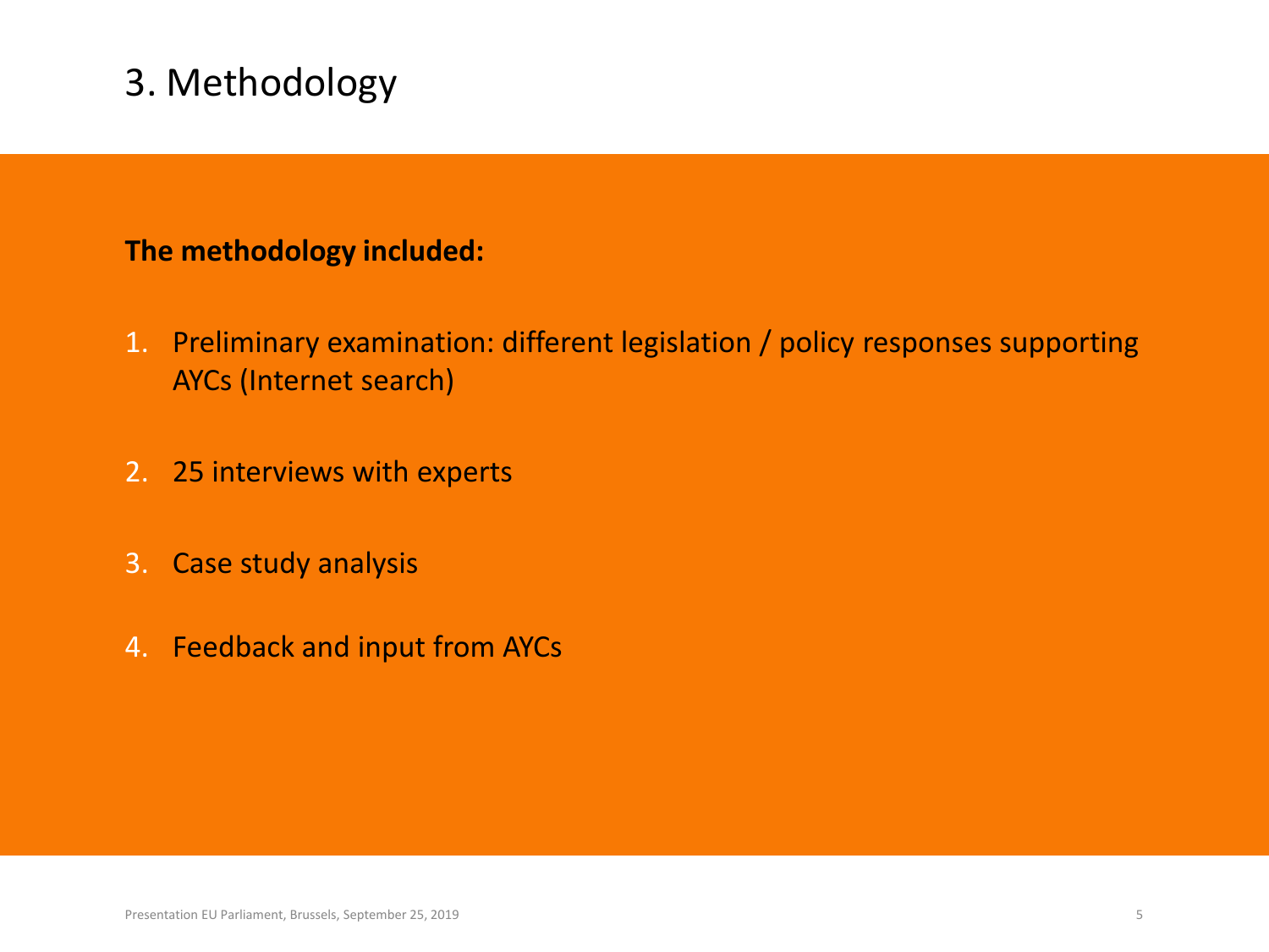# 3. Methodology

**The methodology included:**

1. Preliminary examination: different legislation / policy responses supporting AYCs (Internet search)
2. 25 interviews with experts
3. Case study analysis
4. Feedback and input from AYCs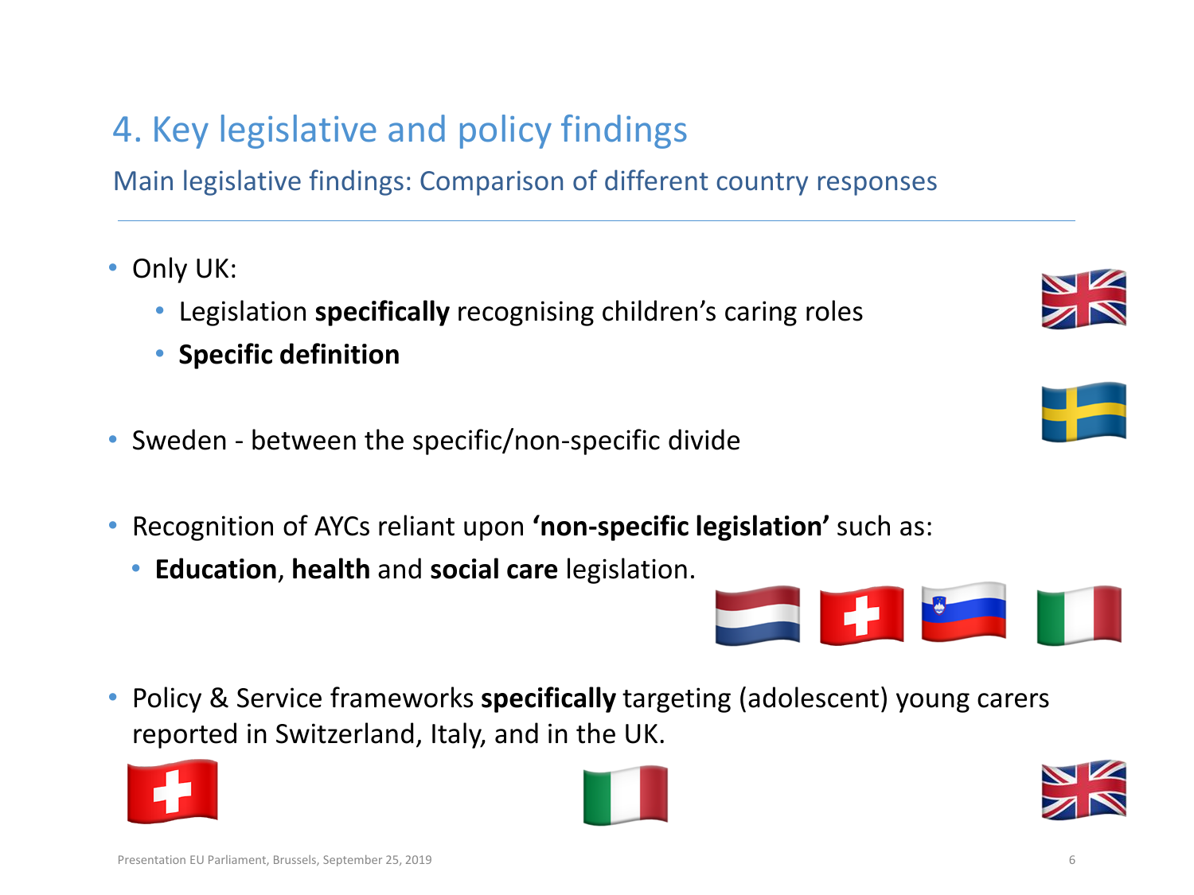# 4. Key legislative and policy findings

## Main legislative findings: Comparison of different country responses

- Only UK:
  - Legislation **specifically** recognising children's caring roles
  - **Specific definition**
- Sweden - between the specific/non-specific divide
- Recognition of AYCs reliant upon **'non-specific legislation'** such as:
  - **Education**, **health** and **social care** legislation.
- Policy & Service frameworks **specifically** targeting (adolescent) young carers reported in Switzerland, Italy, and in the UK.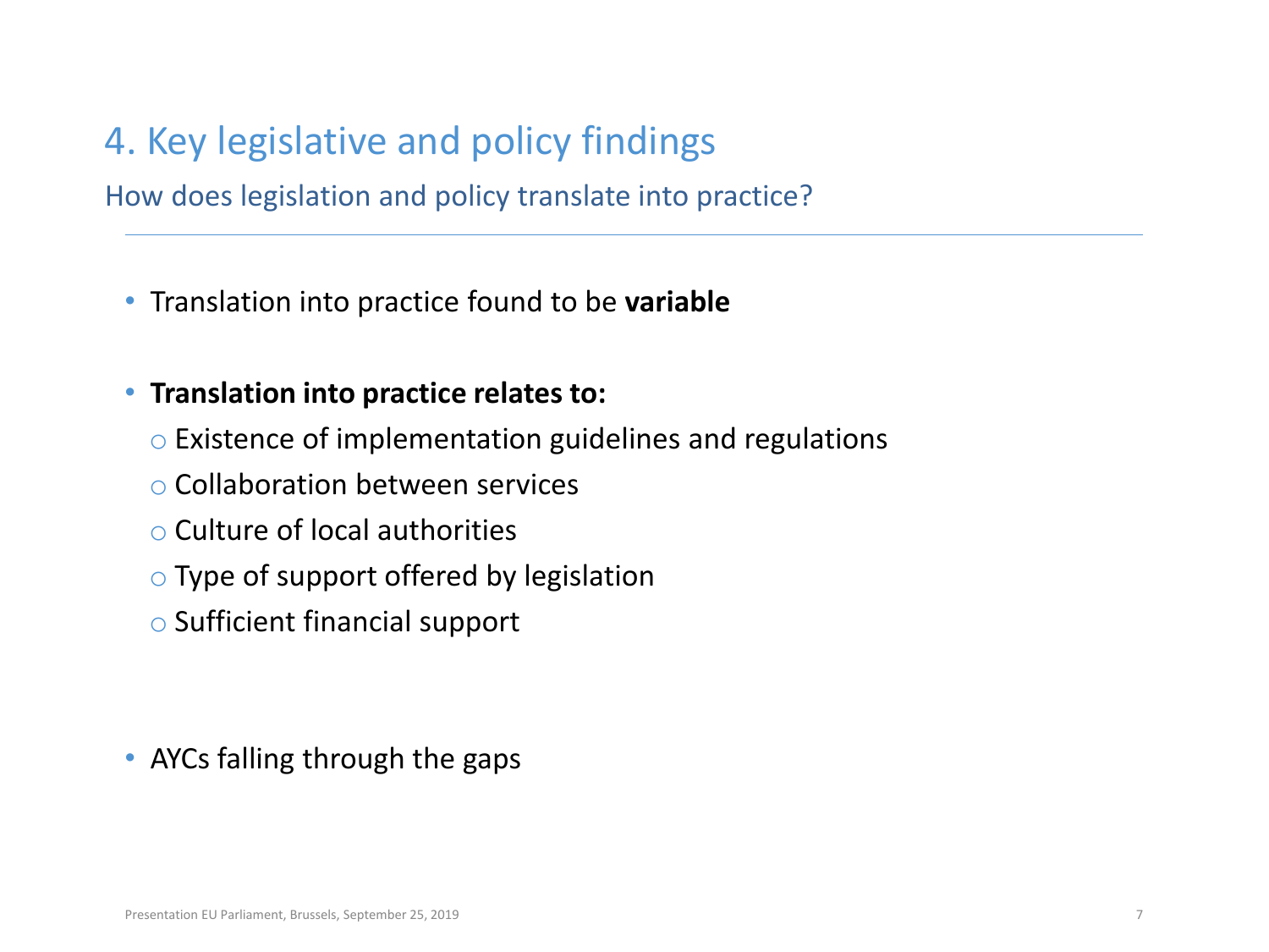# 4. Key legislative and policy findings

## How does legislation and policy translate into practice?

- Translation into practice found to be **variable**
- **Translation into practice relates to:**
  - Existence of implementation guidelines and regulations
  - Collaboration between services
  - Culture of local authorities
  - Type of support offered by legislation
  - Sufficient financial support
- AYCs falling through the gaps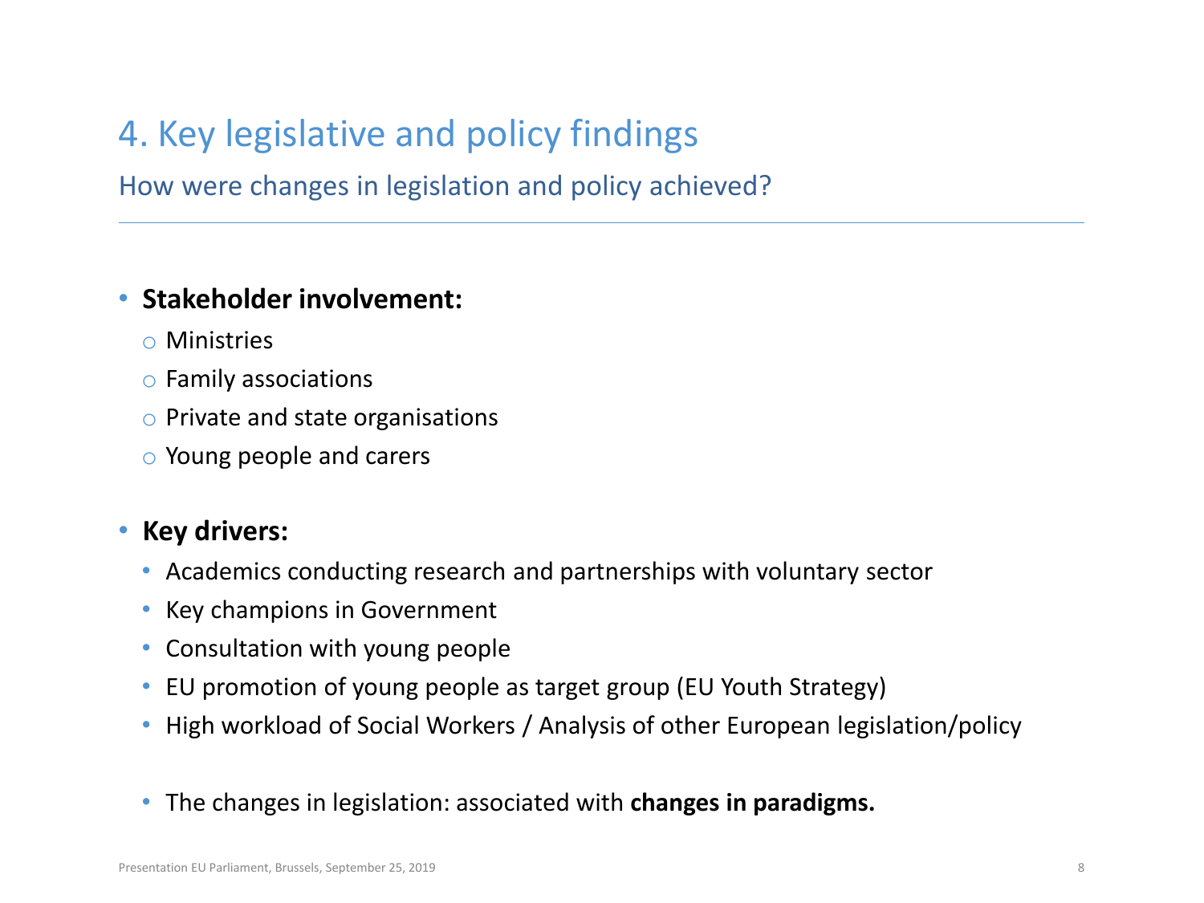# 4. Key legislative and policy findings

## How were changes in legislation and policy achieved?

---

- **Stakeholder involvement:**
  - Ministries
  - Family associations
  - Private and state organisations
  - Young people and carers

- **Key drivers:**
  - Academics conducting research and partnerships with voluntary sector
  - Key champions in Government
  - Consultation with young people
  - EU promotion of young people as target group (EU Youth Strategy)
  - High workload of Social Workers / Analysis of other European legislation/policy

  - The changes in legislation: associated with **changes in paradigms.**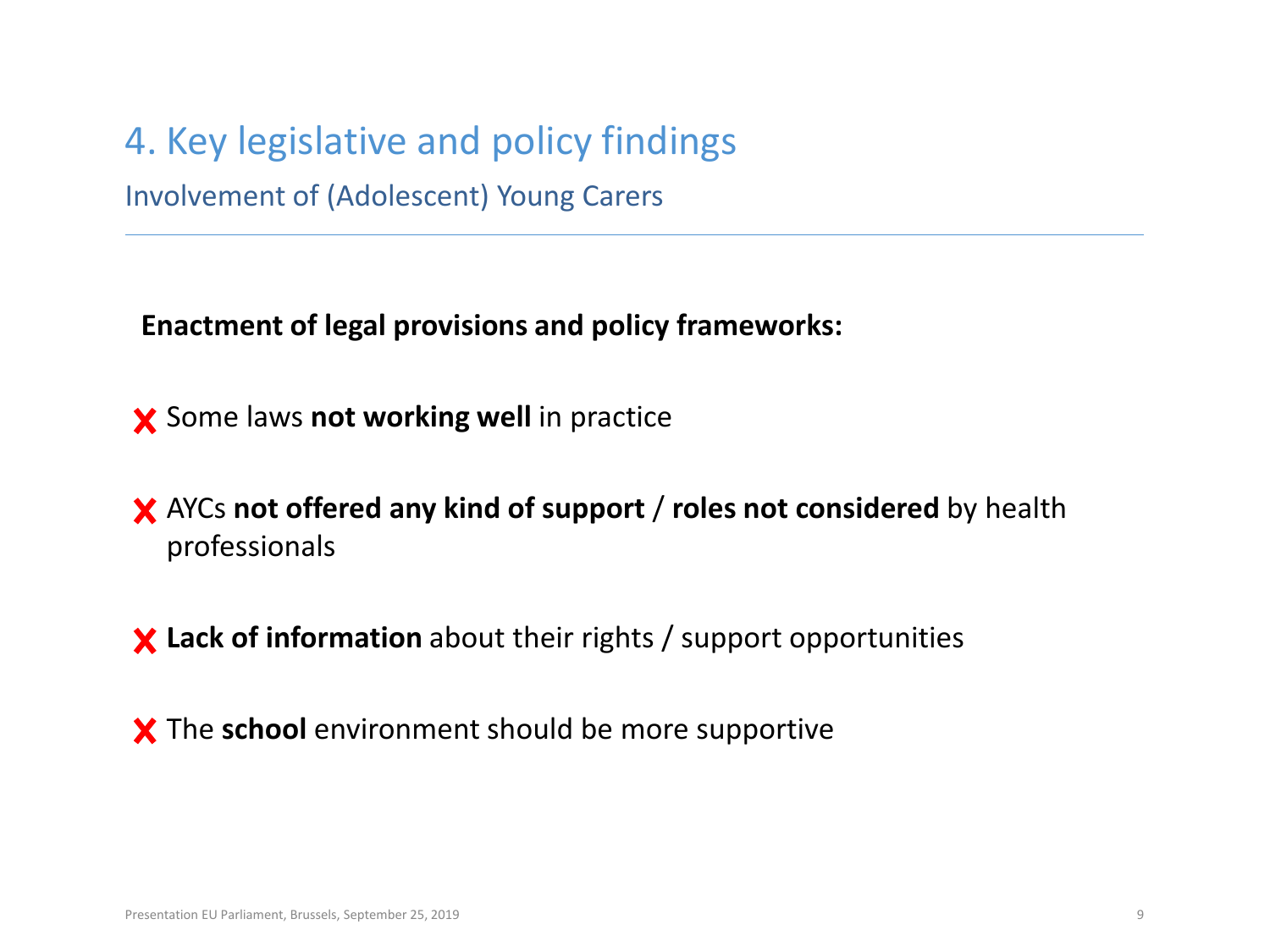# 4. Key legislative and policy findings

## Involvement of (Adolescent) Young Carers

**Enactment of legal provisions and policy frameworks:**

- ❌ Some laws **not working well** in practice
- ❌ AYCs **not offered any kind of support** / **roles not considered** by health professionals
- ❌ **Lack of information** about their rights / support opportunities
- ❌ The **school** environment should be more supportive

Presentation EU Parliament, Brussels, September 25, 2019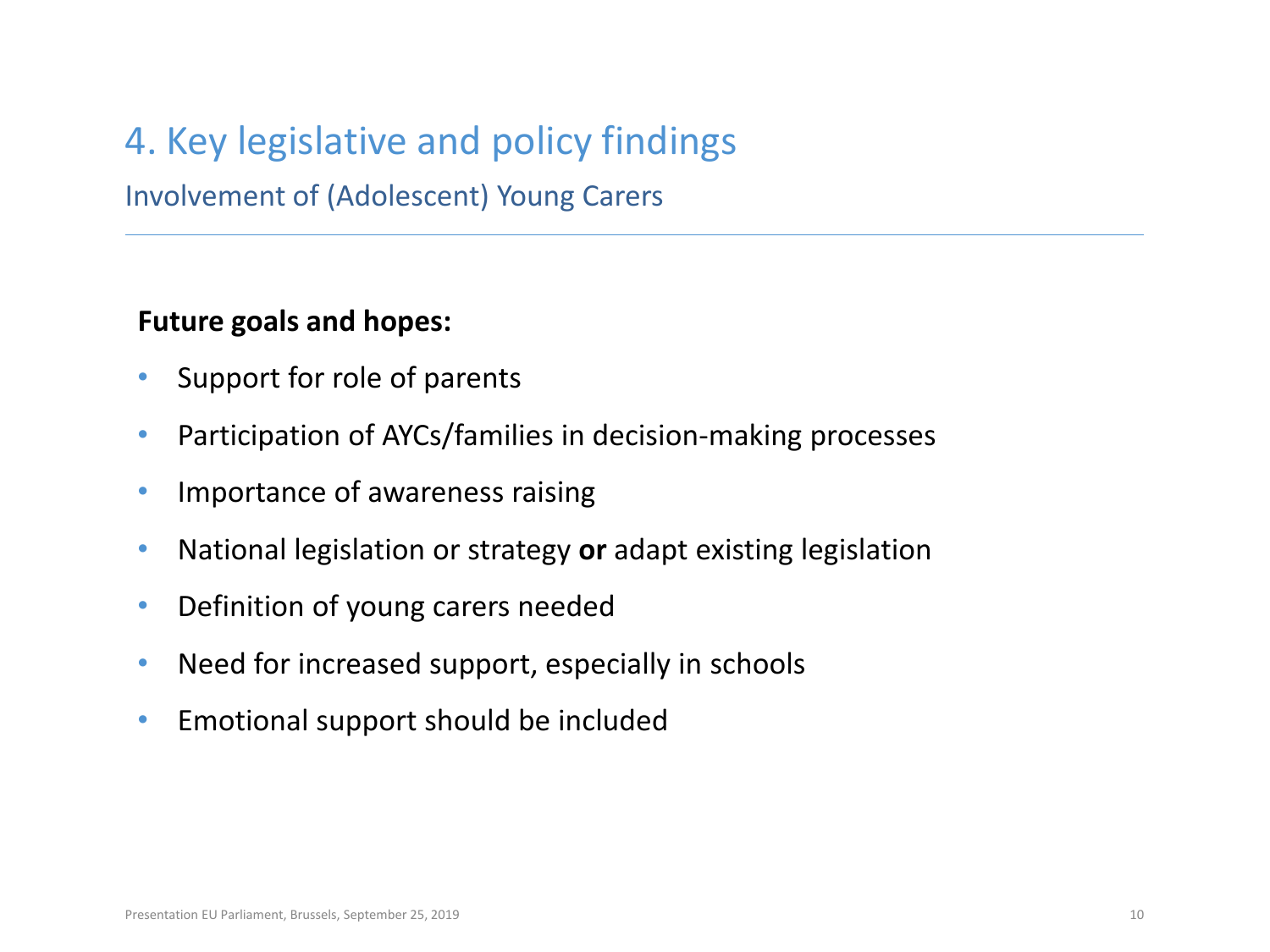# 4. Key legislative and policy findings

## Involvement of (Adolescent) Young Carers

**Future goals and hopes:**

- Support for role of parents
- Participation of AYCs/families in decision-making processes
- Importance of awareness raising
- National legislation or strategy **or** adapt existing legislation
- Definition of young carers needed
- Need for increased support, especially in schools
- Emotional support should be included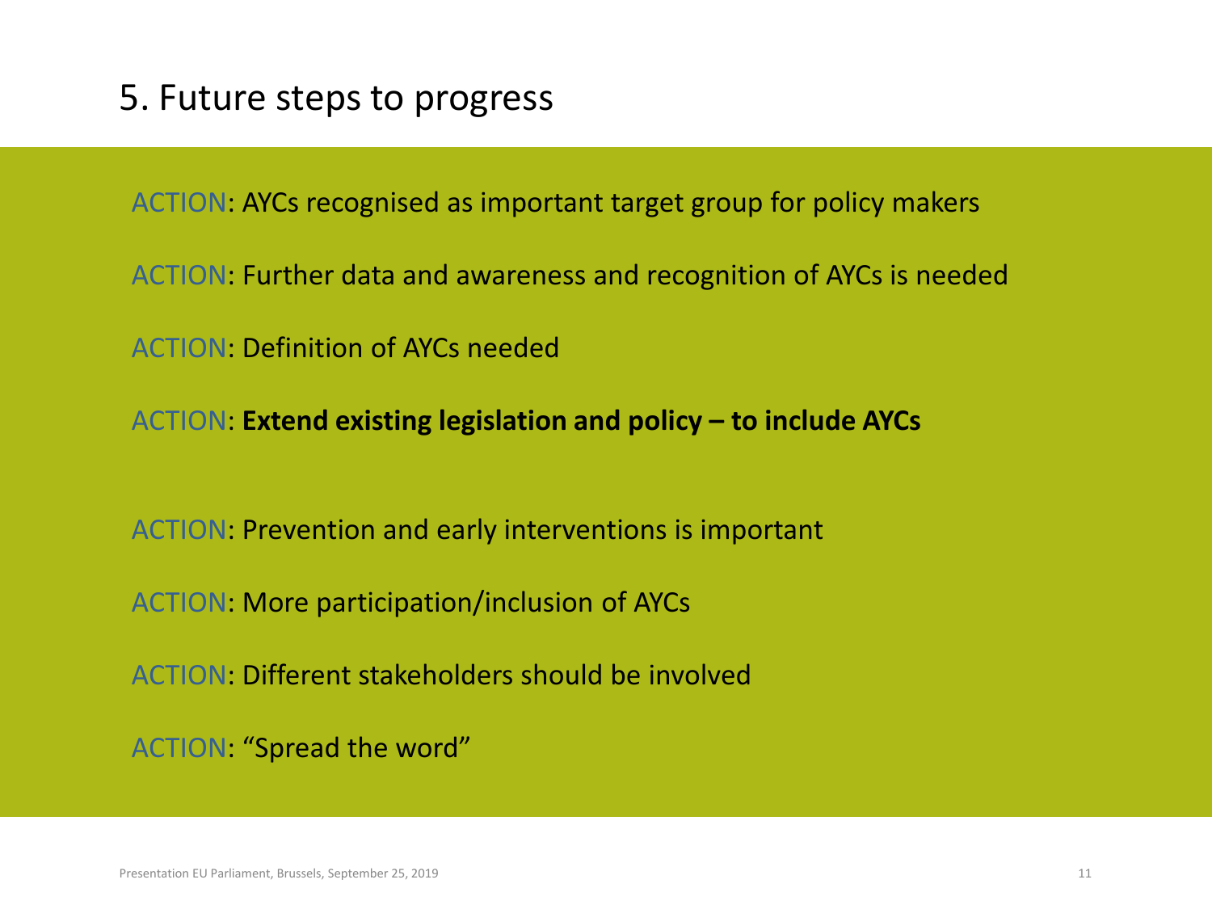# 5. Future steps to progress

ACTION: AYCs recognised as important target group for policy makers

ACTION: Further data and awareness and recognition of AYCs is needed

ACTION: Definition of AYCs needed

ACTION: **Extend existing legislation and policy – to include AYCs**

ACTION: Prevention and early interventions is important

ACTION: More participation/inclusion of AYCs

ACTION: Different stakeholders should be involved

ACTION: “Spread the word”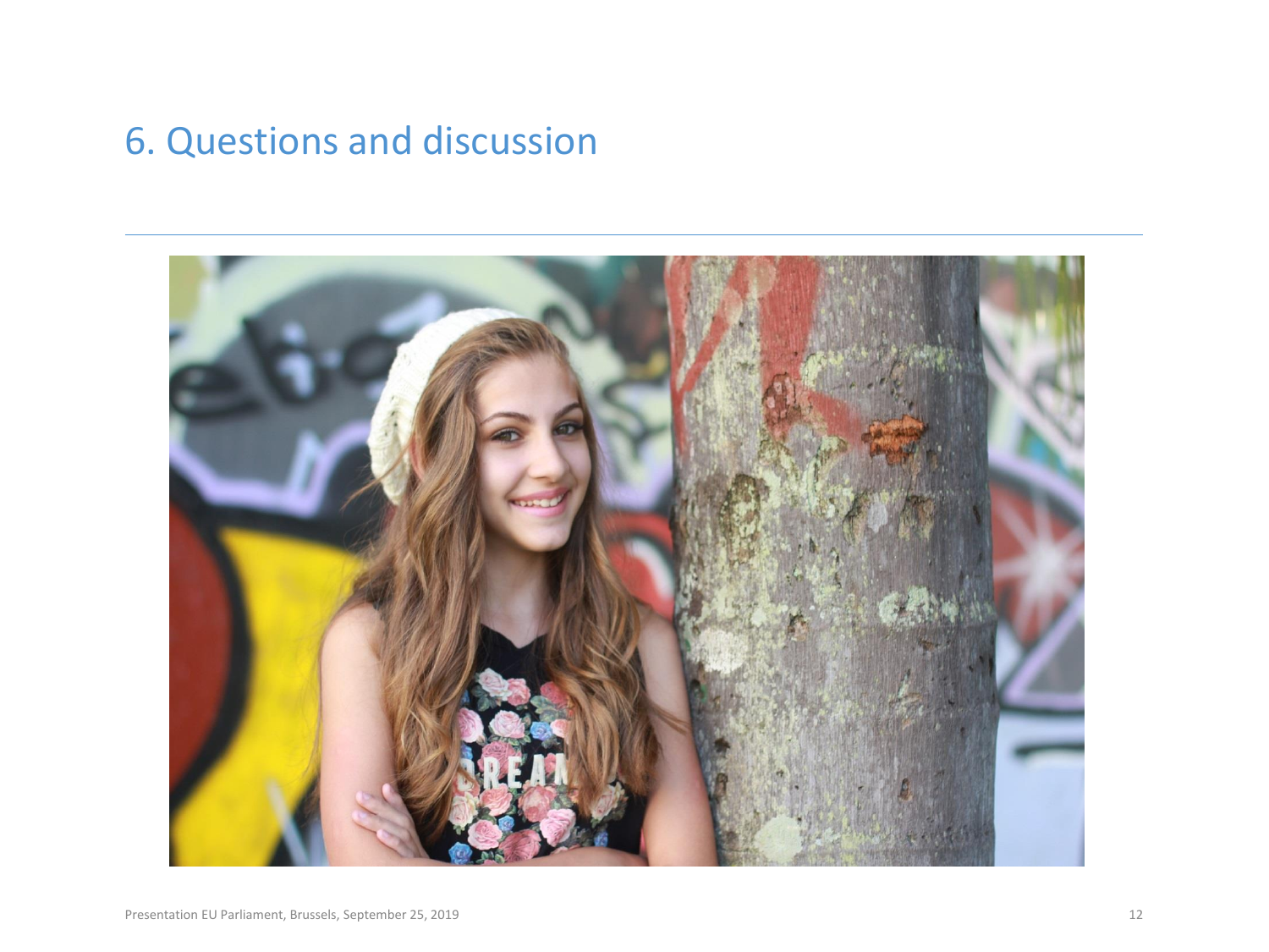# 6. Questions and discussion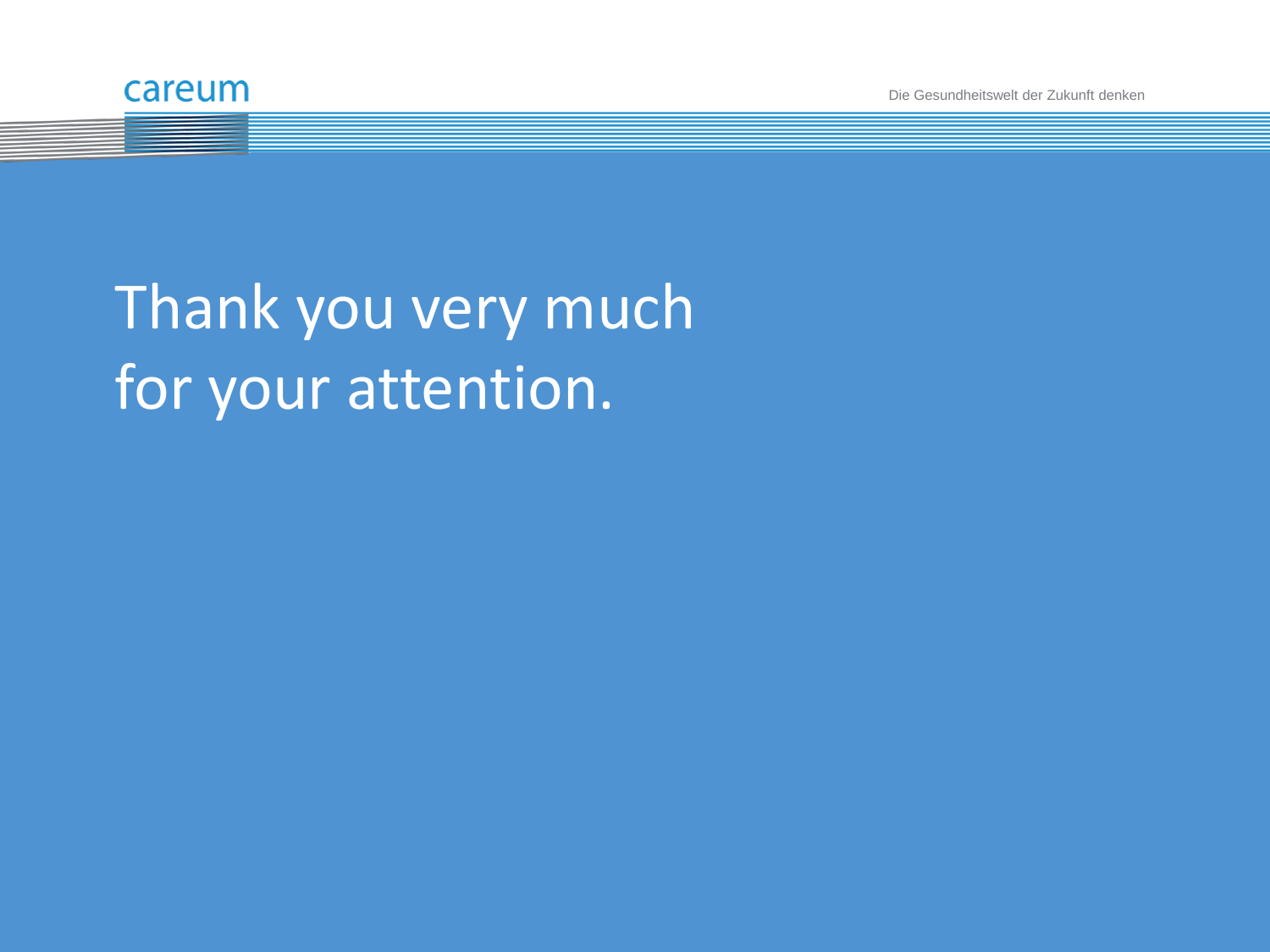Thank you very much for your attention.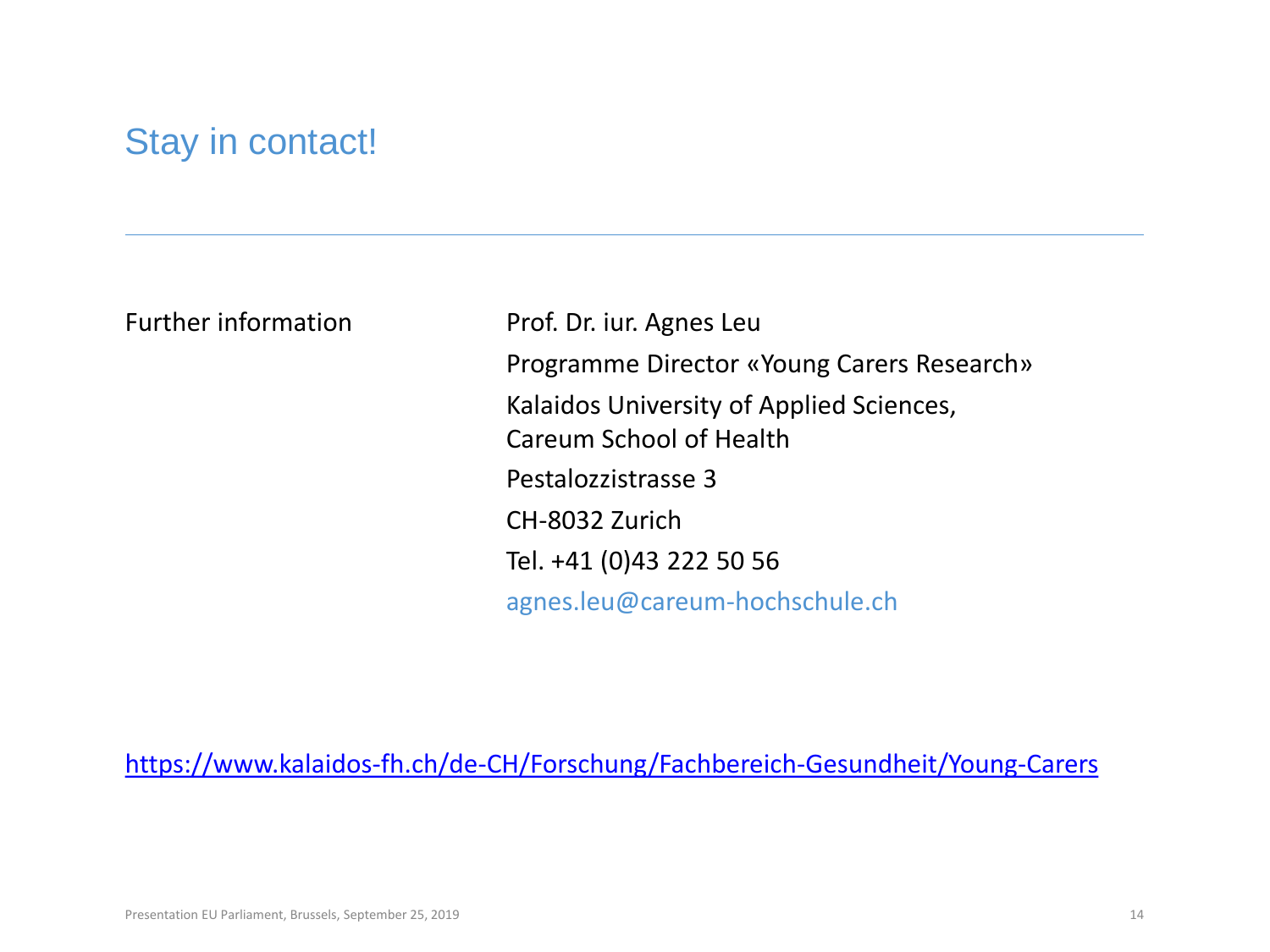# Stay in contact!

---

Further information

Prof. Dr. iur. Agnes Leu

Programme Director «Young Carers Research»

Kalaidos University of Applied Sciences,
Careum School of Health

Pestalozzistrasse 3

CH-8032 Zurich

Tel. +41 (0)43 222 50 56

agnes.leu@careum-hochschule.ch

https://www.kalaidos-fh.ch/de-CH/Forschung/Fachbereich-Gesundheit/Young-Carers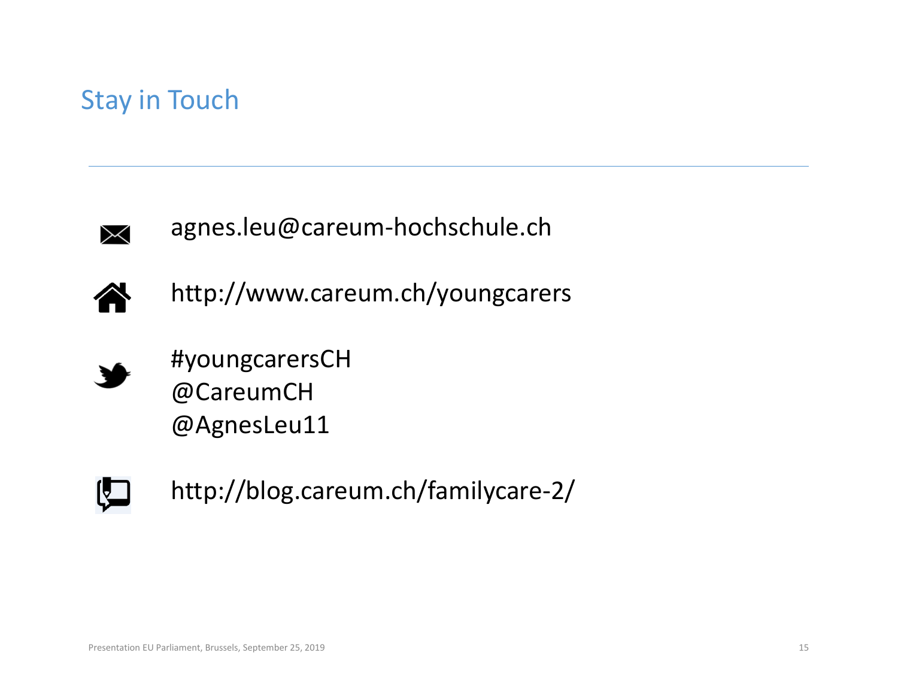# Stay in Touch

agnes.leu@careum-hochschule.ch

http://www.careum.ch/youngcarers

#youngcarersCH
@CareumCH
@AgnesLeu11

http://blog.careum.ch/familycare-2/